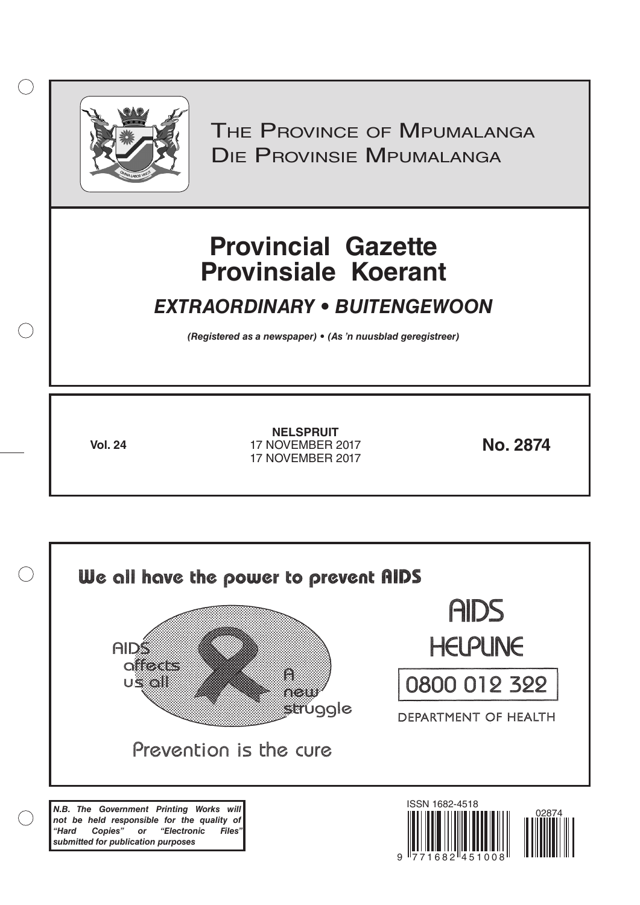# The Province of Mpumalanga
# Die Provinsie Mpumalanga

# Provincial Gazette
# Provinsiale Koerant

## *EXTRAORDINARY • BUITENGEWOON*

***(Registered as a newspaper) • (As 'n nuusblad geregistreer)***

**Vol. 24**

**NELSPRUIT**
17 NOVEMBER 2017
17 NOVEMBER 2017

**No. 2874**

**We all have the power to prevent AIDS**

AIDS affects us all

A new struggle

Prevention is the cure

AIDS HELPLINE

0800 012 322

DEPARTMENT OF HEALTH

***N.B. The Government Printing Works will not be held responsible for the quality of "Hard Copies" or "Electronic Files" submitted for publication purposes***

ISSN 1682-4518

9 771682 451008

02874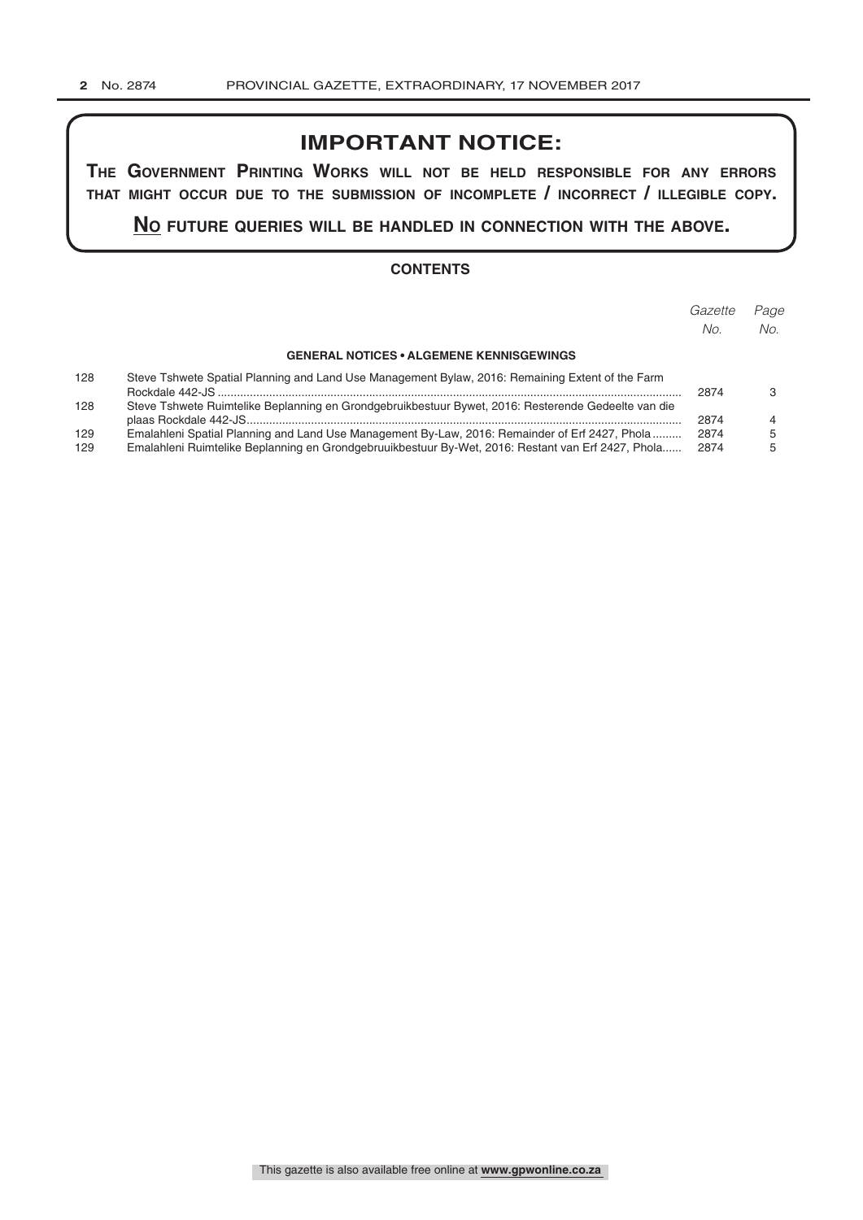## IMPORTANT NOTICE:

**THE GOVERNMENT PRINTING WORKS WILL NOT BE HELD RESPONSIBLE FOR ANY ERRORS THAT MIGHT OCCUR DUE TO THE SUBMISSION OF INCOMPLETE / INCORRECT / ILLEGIBLE COPY.**

**NO FUTURE QUERIES WILL BE HANDLED IN CONNECTION WITH THE ABOVE.**

### CONTENTS

| | | *Gazette No.* | *Page No.* |
|---|---|---|---|
| | **GENERAL NOTICES • ALGEMENE KENNISGEWINGS** | | |
| 128 | Steve Tshwete Spatial Planning and Land Use Management Bylaw, 2016: Remaining Extent of the Farm Rockdale 442-JS | 2874 | 3 |
| 128 | Steve Tshwete Ruimtelike Beplanning en Grondgebruikbestuur Bywet, 2016: Resterende Gedeelte van die plaas Rockdale 442-JS | 2874 | 4 |
| 129 | Emalahleni Spatial Planning and Land Use Management By-Law, 2016: Remainder of Erf 2427, Phola | 2874 | 5 |
| 129 | Emalahleni Ruimtelike Beplanning en Grondgebruuikbestuur By-Wet, 2016: Restant van Erf 2427, Phola | 2874 | 5 |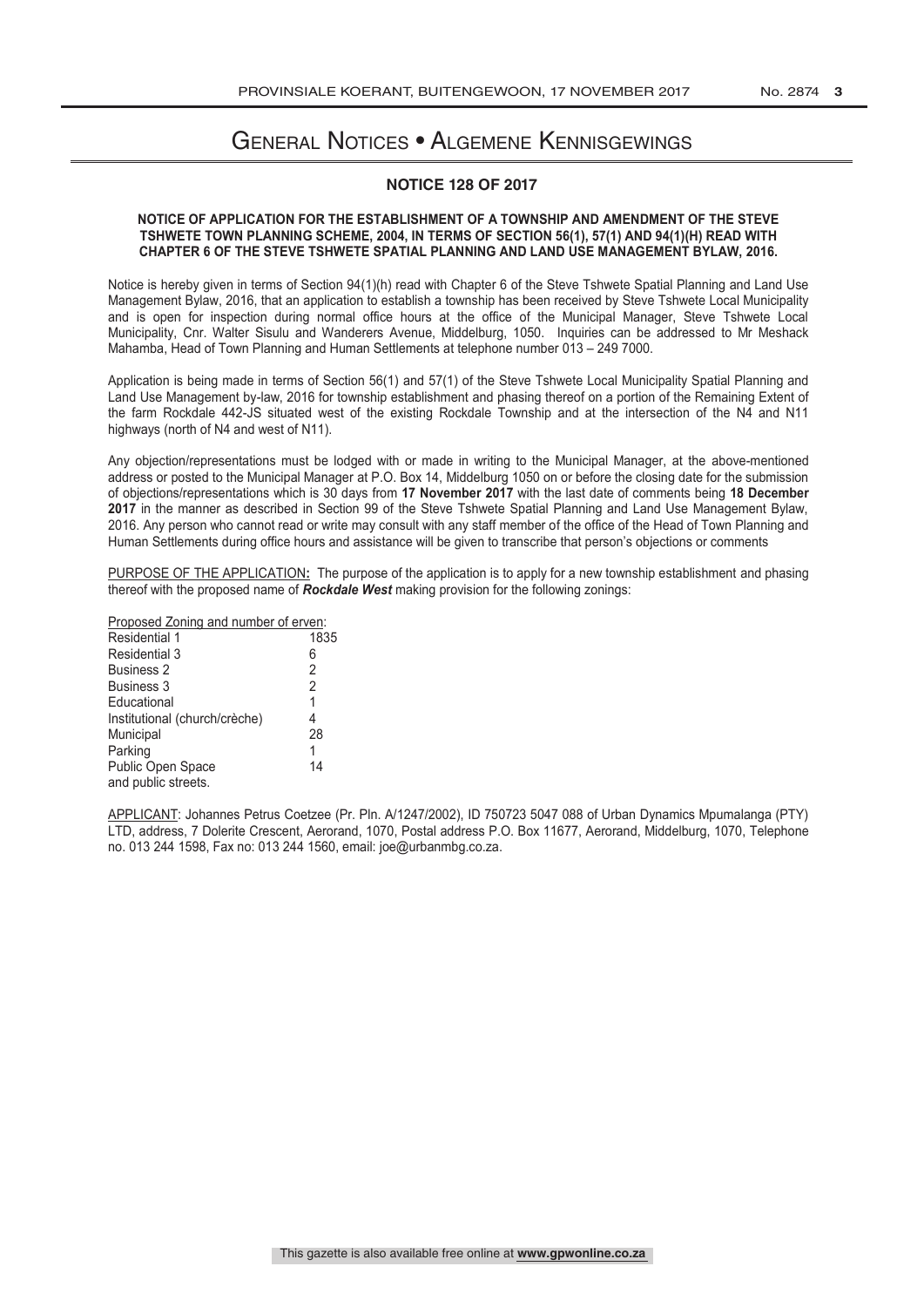# General Notices • Algemene Kennisgewings

## NOTICE 128 OF 2017

**NOTICE OF APPLICATION FOR THE ESTABLISHMENT OF A TOWNSHIP AND AMENDMENT OF THE STEVE TSHWETE TOWN PLANNING SCHEME, 2004, IN TERMS OF SECTION 56(1), 57(1) AND 94(1)(H) READ WITH CHAPTER 6 OF THE STEVE TSHWETE SPATIAL PLANNING AND LAND USE MANAGEMENT BYLAW, 2016.**

Notice is hereby given in terms of Section 94(1)(h) read with Chapter 6 of the Steve Tshwete Spatial Planning and Land Use Management Bylaw, 2016, that an application to establish a township has been received by Steve Tshwete Local Municipality and is open for inspection during normal office hours at the office of the Municipal Manager, Steve Tshwete Local Municipality, Cnr. Walter Sisulu and Wanderers Avenue, Middelburg, 1050. Inquiries can be addressed to Mr Meshack Mahamba, Head of Town Planning and Human Settlements at telephone number 013 – 249 7000.

Application is being made in terms of Section 56(1) and 57(1) of the Steve Tshwete Local Municipality Spatial Planning and Land Use Management by-law, 2016 for township establishment and phasing thereof on a portion of the Remaining Extent of the farm Rockdale 442-JS situated west of the existing Rockdale Township and at the intersection of the N4 and N11 highways (north of N4 and west of N11).

Any objection/representations must be lodged with or made in writing to the Municipal Manager, at the above-mentioned address or posted to the Municipal Manager at P.O. Box 14, Middelburg 1050 on or before the closing date for the submission of objections/representations which is 30 days from **17 November 2017** with the last date of comments being **18 December 2017** in the manner as described in Section 99 of the Steve Tshwete Spatial Planning and Land Use Management Bylaw, 2016. Any person who cannot read or write may consult with any staff member of the office of the Head of Town Planning and Human Settlements during office hours and assistance will be given to transcribe that person's objections or comments

PURPOSE OF THE APPLICATION**:** The purpose of the application is to apply for a new township establishment and phasing thereof with the proposed name of ***Rockdale West*** making provision for the following zonings:

| Proposed Zoning and number of erven: | |
|---|---|
| Residential 1 | 1835 |
| Residential 3 | 6 |
| Business 2 | 2 |
| Business 3 | 2 |
| Educational | 1 |
| Institutional (church/crèche) | 4 |
| Municipal | 28 |
| Parking | 1 |
| Public Open Space | 14 |
| and public streets. | |

APPLICANT: Johannes Petrus Coetzee (Pr. Pln. A/1247/2002), ID 750723 5047 088 of Urban Dynamics Mpumalanga (PTY) LTD, address, 7 Dolerite Crescent, Aerorand, 1070, Postal address P.O. Box 11677, Aerorand, Middelburg, 1070, Telephone no. 013 244 1598, Fax no: 013 244 1560, email: joe@urbanmbg.co.za.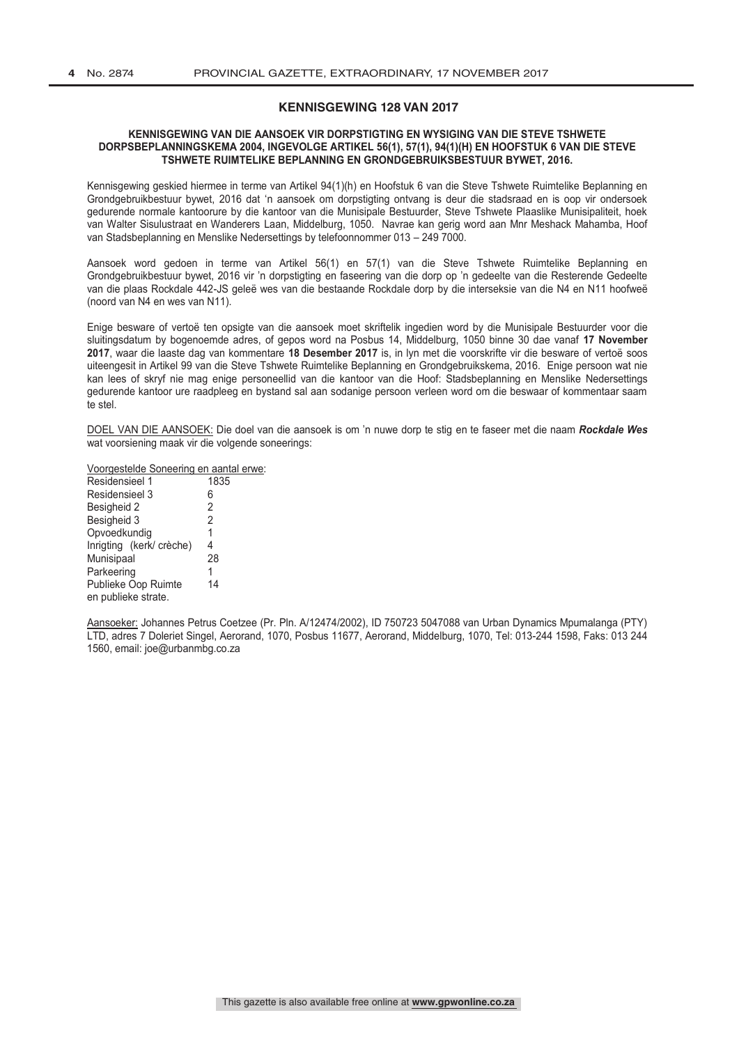## KENNISGEWING 128 VAN 2017

### KENNISGEWING VAN DIE AANSOEK VIR DORPSTIGTING EN WYSIGING VAN DIE STEVE TSHWETE DORPSBEPLANNINGSKEMA 2004, INGEVOLGE ARTIKEL 56(1), 57(1), 94(1)(H) EN HOOFSTUK 6 VAN DIE STEVE TSHWETE RUIMTELIKE BEPLANNING EN GRONDGEBRUIKSBESTUUR BYWET, 2016.

Kennisgewing geskied hiermee in terme van Artikel 94(1)(h) en Hoofstuk 6 van die Steve Tshwete Ruimtelike Beplanning en Grondgebruikbestuur bywet, 2016 dat 'n aansoek om dorpstigting ontvang is deur die stadsraad en is oop vir ondersoek gedurende normale kantoorure by die kantoor van die Munisipale Bestuurder, Steve Tshwete Plaaslike Munisipaliteit, hoek van Walter Sisulustraat en Wanderers Laan, Middelburg, 1050. Navrae kan gerig word aan Mnr Meshack Mahamba, Hoof van Stadsbeplanning en Menslike Nedersettings by telefoonnommer 013 – 249 7000.

Aansoek word gedoen in terme van Artikel 56(1) en 57(1) van die Steve Tshwete Ruimtelike Beplanning en Grondgebruikbestuur bywet, 2016 vir 'n dorpstigting en faseering van die dorp op 'n gedeelte van die Resterende Gedeelte van die plaas Rockdale 442-JS geleë wes van die bestaande Rockdale dorp by die interseksie van die N4 en N11 hoofweë (noord van N4 en wes van N11).

Enige besware of vertoë ten opsigte van die aansoek moet skriftelik ingedien word by die Munisipale Bestuurder voor die sluitingsdatum by bogenoemde adres, of gepos word na Posbus 14, Middelburg, 1050 binne 30 dae vanaf **17 November 2017**, waar die laaste dag van kommentare **18 Desember 2017** is, in lyn met die voorskrifte vir die besware of vertoë soos uiteengesit in Artikel 99 van die Steve Tshwete Ruimtelike Beplanning en Grondgebruikskema, 2016. Enige persoon wat nie kan lees of skryf nie mag enige personeellid van die kantoor van die Hoof: Stadsbeplanning en Menslike Nedersettings gedurende kantoor ure raadpleeg en bystand sal aan sodanige persoon verleen word om die beswaar of kommentaar saam te stel.

DOEL VAN DIE AANSOEK: Die doel van die aansoek is om 'n nuwe dorp te stig en te faseer met die naam ***Rockdale Wes*** wat voorsiening maak vir die volgende soneerings:

Voorgestelde Soneering en aantal erwe:

| | |
|---|---|
| Residensieel 1 | 1835 |
| Residensieel 3 | 6 |
| Besigheid 2 | 2 |
| Besigheid 3 | 2 |
| Opvoedkundig | 1 |
| Inrigting (kerk/ crèche) | 4 |
| Munisipaal | 28 |
| Parkeering | 1 |
| Publieke Oop Ruimte | 14 |

en publieke strate.

Aansoeker: Johannes Petrus Coetzee (Pr. Pln. A/12474/2002), ID 750723 5047088 van Urban Dynamics Mpumalanga (PTY) LTD, adres 7 Doleriet Singel, Aerorand, 1070, Posbus 11677, Aerorand, Middelburg, 1070, Tel: 013-244 1598, Faks: 013 244 1560, email: joe@urbanmbg.co.za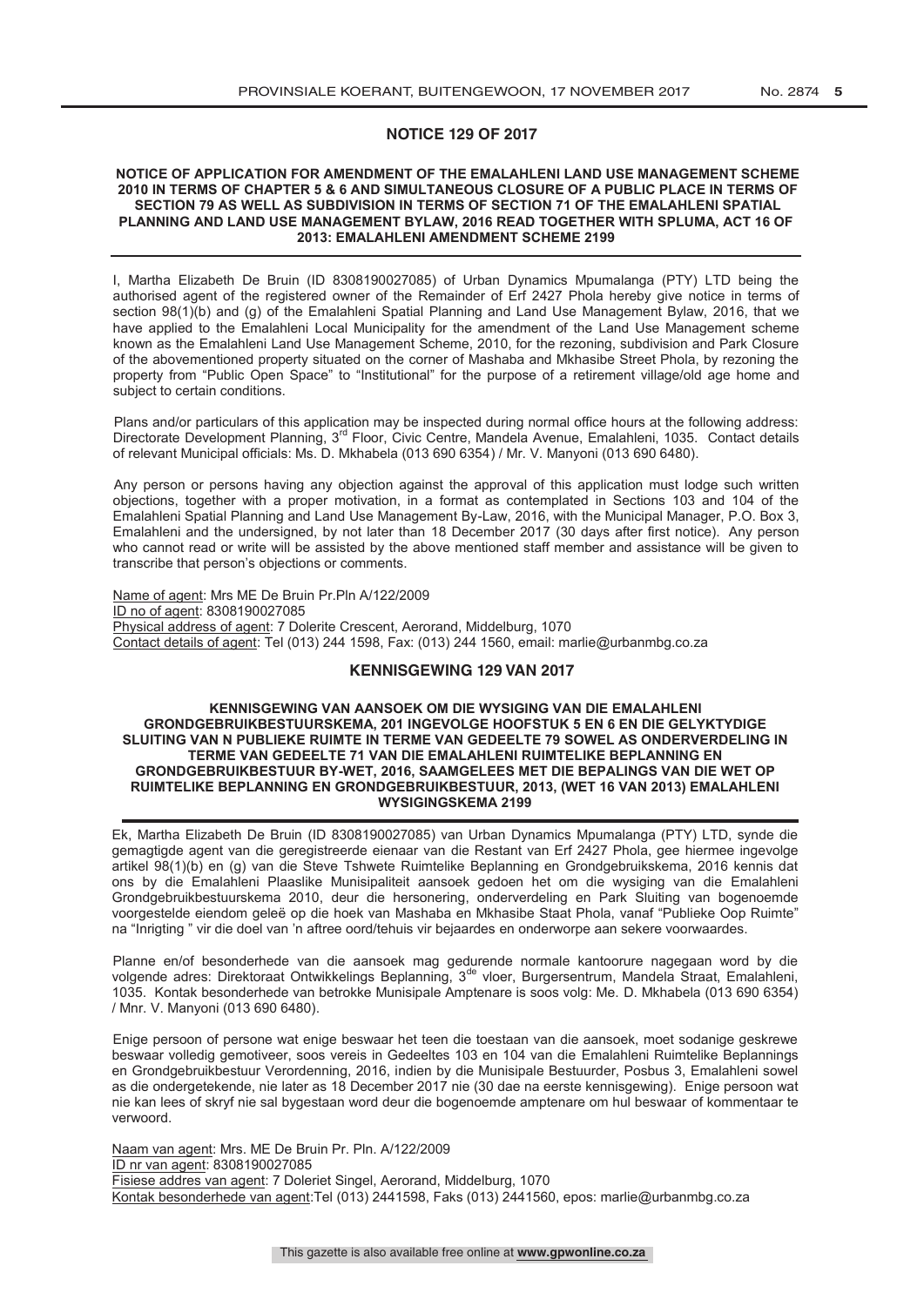## NOTICE 129 OF 2017

**NOTICE OF APPLICATION FOR AMENDMENT OF THE EMALAHLENI LAND USE MANAGEMENT SCHEME 2010 IN TERMS OF CHAPTER 5 & 6 AND SIMULTANEOUS CLOSURE OF A PUBLIC PLACE IN TERMS OF SECTION 79 AS WELL AS SUBDIVISION IN TERMS OF SECTION 71 OF THE EMALAHLENI SPATIAL PLANNING AND LAND USE MANAGEMENT BYLAW, 2016 READ TOGETHER WITH SPLUMA, ACT 16 OF 2013: EMALAHLENI AMENDMENT SCHEME 2199**

I, Martha Elizabeth De Bruin (ID 8308190027085) of Urban Dynamics Mpumalanga (PTY) LTD being the authorised agent of the registered owner of the Remainder of Erf 2427 Phola hereby give notice in terms of section 98(1)(b) and (g) of the Emalahleni Spatial Planning and Land Use Management Bylaw, 2016, that we have applied to the Emalahleni Local Municipality for the amendment of the Land Use Management scheme known as the Emalahleni Land Use Management Scheme, 2010, for the rezoning, subdivision and Park Closure of the abovementioned property situated on the corner of Mashaba and Mkhasibe Street Phola, by rezoning the property from "Public Open Space" to "Institutional" for the purpose of a retirement village/old age home and subject to certain conditions.

Plans and/or particulars of this application may be inspected during normal office hours at the following address: Directorate Development Planning, 3rd Floor, Civic Centre, Mandela Avenue, Emalahleni, 1035. Contact details of relevant Municipal officials: Ms. D. Mkhabela (013 690 6354) / Mr. V. Manyoni (013 690 6480).

Any person or persons having any objection against the approval of this application must lodge such written objections, together with a proper motivation, in a format as contemplated in Sections 103 and 104 of the Emalahleni Spatial Planning and Land Use Management By-Law, 2016, with the Municipal Manager, P.O. Box 3, Emalahleni and the undersigned, by not later than 18 December 2017 (30 days after first notice). Any person who cannot read or write will be assisted by the above mentioned staff member and assistance will be given to transcribe that person's objections or comments.

Name of agent: Mrs ME De Bruin Pr.Pln A/122/2009
ID no of agent: 8308190027085
Physical address of agent: 7 Dolerite Crescent, Aerorand, Middelburg, 1070
Contact details of agent: Tel (013) 244 1598, Fax: (013) 244 1560, email: marlie@urbanmbg.co.za

## KENNISGEWING 129 VAN 2017

**KENNISGEWING VAN AANSOEK OM DIE WYSIGING VAN DIE EMALAHLENI GRONDGEBRUIKBESTUURSKEMA, 201 INGEVOLGE HOOFSTUK 5 EN 6 EN DIE GELYKTYDIGE SLUITING VAN N PUBLIEKE RUIMTE IN TERME VAN GEDEELTE 79 SOWEL AS ONDERVERDELING IN TERME VAN GEDEELTE 71 VAN DIE EMALAHLENI RUIMTELIKE BEPLANNING EN GRONDGEBRUIKBESTUUR BY-WET, 2016, SAAMGELEES MET DIE BEPALINGS VAN DIE WET OP RUIMTELIKE BEPLANNING EN GRONDGEBRUIKBESTUUR, 2013, (WET 16 VAN 2013) EMALAHLENI WYSIGINGSKEMA 2199**

Ek, Martha Elizabeth De Bruin (ID 8308190027085) van Urban Dynamics Mpumalanga (PTY) LTD, synde die gemagtigde agent van die geregistreerde eienaar van die Restant van Erf 2427 Phola, gee hiermee ingevolge artikel 98(1)(b) en (g) van die Steve Tshwete Ruimtelike Beplanning en Grondgebruikskema, 2016 kennis dat ons by die Emalahleni Plaaslike Munisipaliteit aansoek gedoen het om die wysiging van die Emalahleni Grondgebruikbestuurskema 2010, deur die hersonering, onderverdeling en Park Sluiting van bogenoemde voorgestelde eiendom geleë op die hoek van Mashaba en Mkhasibe Staat Phola, vanaf "Publieke Oop Ruimte" na "Inrigting " vir die doel van 'n aftree oord/tehuis vir bejaardes en onderworpe aan sekere voorwaardes.

Planne en/of besonderhede van die aansoek mag gedurende normale kantoorure nagegaan word by die volgende adres: Direktoraat Ontwikkelings Beplanning, 3de vloer, Burgersentrum, Mandela Straat, Emalahleni, 1035. Kontak besonderhede van betrokke Munisipale Amptenare is soos volg: Me. D. Mkhabela (013 690 6354) / Mnr. V. Manyoni (013 690 6480).

Enige persoon of persone wat enige beswaar het teen die toestaan van die aansoek, moet sodanige geskrewe beswaar volledig gemotiveer, soos vereis in Gedeeltes 103 en 104 van die Emalahleni Ruimtelike Beplannings en Grondgebruikbestuur Verordenning, 2016, indien by die Munisipale Bestuurder, Posbus 3, Emalahleni sowel as die ondergetekende, nie later as 18 December 2017 nie (30 dae na eerste kennisgewing). Enige persoon wat nie kan lees of skryf nie sal bygestaan word deur die bogenoemde amptenare om hul beswaar of kommentaar te verwoord.

Naam van agent: Mrs. ME De Bruin Pr. Pln. A/122/2009
ID nr van agent: 8308190027085
Fisiese addres van agent: 7 Doleriet Singel, Aerorand, Middelburg, 1070
Kontak besonderhede van agent:Tel (013) 2441598, Faks (013) 2441560, epos: marlie@urbanmbg.co.za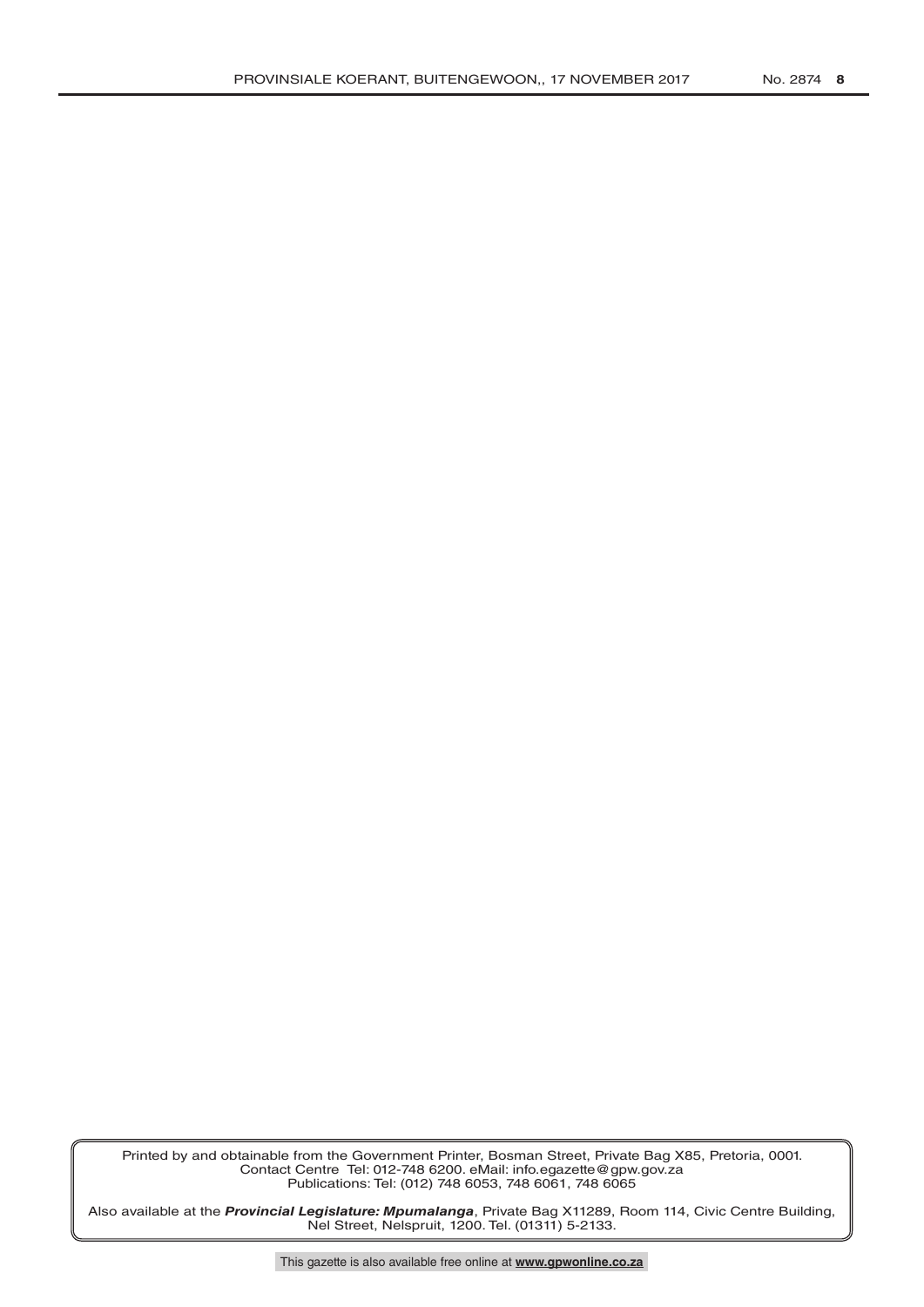Printed by and obtainable from the Government Printer, Bosman Street, Private Bag X85, Pretoria, 0001.
Contact Centre Tel: 012-748 6200. eMail: info.egazette@gpw.gov.za
Publications: Tel: (012) 748 6053, 748 6061, 748 6065

Also available at the ***Provincial Legislature: Mpumalanga***, Private Bag X11289, Room 114, Civic Centre Building, Nel Street, Nelspruit, 1200. Tel. (01311) 5-2133.

This gazette is also available free online at **www.gpwonline.co.za**